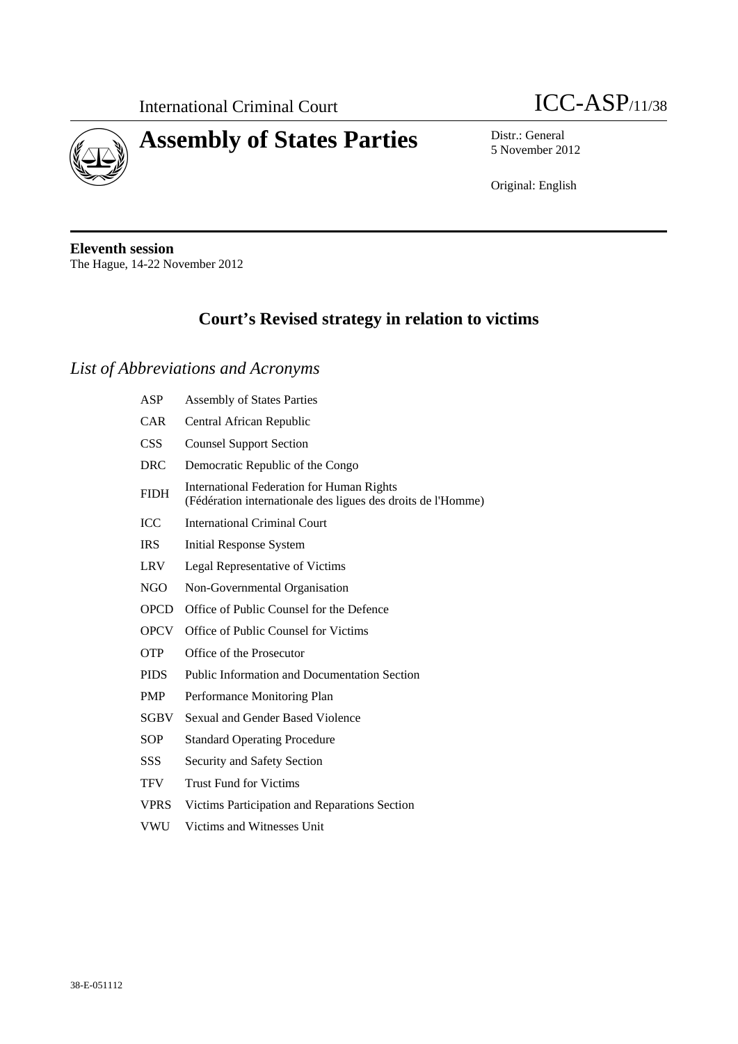International Criminal Court

ICC-ASP/11/38

# Assembly of States Parties

Distr.: General
5 November 2012

Original: English

**Eleventh session**
The Hague, 14-22 November 2012

## Court's Revised strategy in relation to victims

### *List of Abbreviations and Acronyms*

| | |
|---|---|
| ASP | Assembly of States Parties |
| CAR | Central African Republic |
| CSS | Counsel Support Section |
| DRC | Democratic Republic of the Congo |
| FIDH | International Federation for Human Rights (Fédération internationale des ligues des droits de l'Homme) |
| ICC | International Criminal Court |
| IRS | Initial Response System |
| LRV | Legal Representative of Victims |
| NGO | Non-Governmental Organisation |
| OPCD | Office of Public Counsel for the Defence |
| OPCV | Office of Public Counsel for Victims |
| OTP | Office of the Prosecutor |
| PIDS | Public Information and Documentation Section |
| PMP | Performance Monitoring Plan |
| SGBV | Sexual and Gender Based Violence |
| SOP | Standard Operating Procedure |
| SSS | Security and Safety Section |
| TFV | Trust Fund for Victims |
| VPRS | Victims Participation and Reparations Section |
| VWU | Victims and Witnesses Unit |

38-E-051112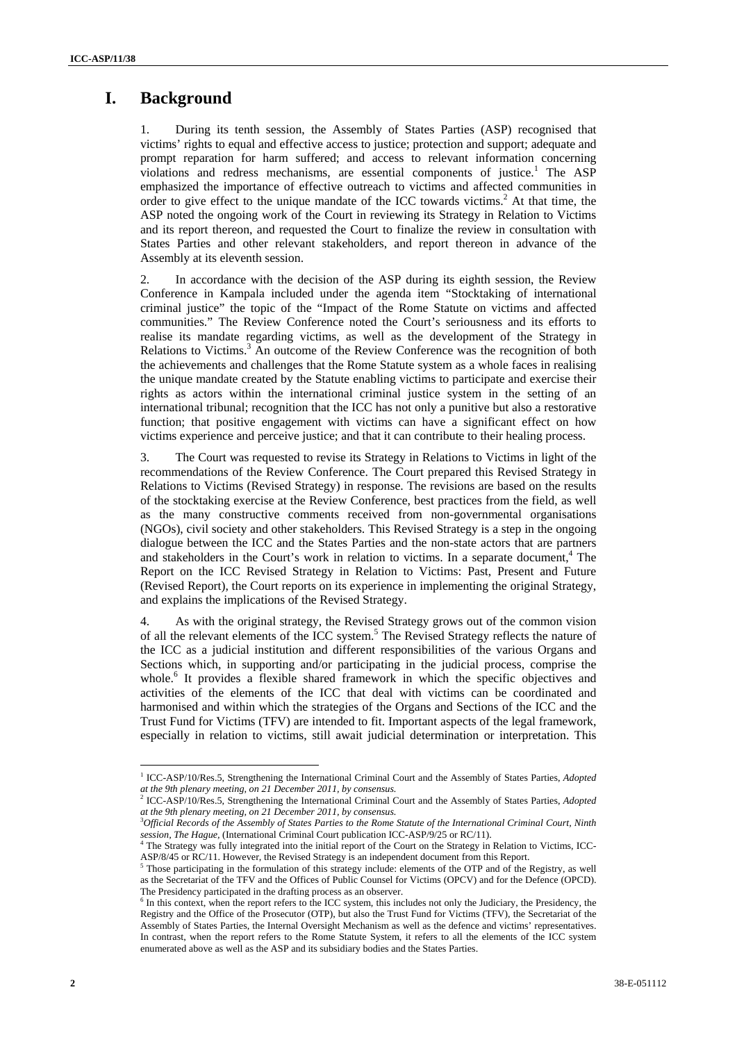# I. Background

1. During its tenth session, the Assembly of States Parties (ASP) recognised that victims' rights to equal and effective access to justice; protection and support; adequate and prompt reparation for harm suffered; and access to relevant information concerning violations and redress mechanisms, are essential components of justice.[1] The ASP emphasized the importance of effective outreach to victims and affected communities in order to give effect to the unique mandate of the ICC towards victims.[2] At that time, the ASP noted the ongoing work of the Court in reviewing its Strategy in Relation to Victims and its report thereon, and requested the Court to finalize the review in consultation with States Parties and other relevant stakeholders, and report thereon in advance of the Assembly at its eleventh session.

2. In accordance with the decision of the ASP during its eighth session, the Review Conference in Kampala included under the agenda item "Stocktaking of international criminal justice" the topic of the "Impact of the Rome Statute on victims and affected communities." The Review Conference noted the Court's seriousness and its efforts to realise its mandate regarding victims, as well as the development of the Strategy in Relations to Victims.[3] An outcome of the Review Conference was the recognition of both the achievements and challenges that the Rome Statute system as a whole faces in realising the unique mandate created by the Statute enabling victims to participate and exercise their rights as actors within the international criminal justice system in the setting of an international tribunal; recognition that the ICC has not only a punitive but also a restorative function; that positive engagement with victims can have a significant effect on how victims experience and perceive justice; and that it can contribute to their healing process.

3. The Court was requested to revise its Strategy in Relations to Victims in light of the recommendations of the Review Conference. The Court prepared this Revised Strategy in Relations to Victims (Revised Strategy) in response. The revisions are based on the results of the stocktaking exercise at the Review Conference, best practices from the field, as well as the many constructive comments received from non-governmental organisations (NGOs), civil society and other stakeholders. This Revised Strategy is a step in the ongoing dialogue between the ICC and the States Parties and the non-state actors that are partners and stakeholders in the Court's work in relation to victims. In a separate document,[4] The Report on the ICC Revised Strategy in Relation to Victims: Past, Present and Future (Revised Report), the Court reports on its experience in implementing the original Strategy, and explains the implications of the Revised Strategy.

4. As with the original strategy, the Revised Strategy grows out of the common vision of all the relevant elements of the ICC system.[5] The Revised Strategy reflects the nature of the ICC as a judicial institution and different responsibilities of the various Organs and Sections which, in supporting and/or participating in the judicial process, comprise the whole.[6] It provides a flexible shared framework in which the specific objectives and activities of the elements of the ICC that deal with victims can be coordinated and harmonised and within which the strategies of the Organs and Sections of the ICC and the Trust Fund for Victims (TFV) are intended to fit. Important aspects of the legal framework, especially in relation to victims, still await judicial determination or interpretation. This

---

[1] ICC-ASP/10/Res.5, Strengthening the International Criminal Court and the Assembly of States Parties, *Adopted at the 9th plenary meeting, on 21 December 2011, by consensus.*

[2] ICC-ASP/10/Res.5, Strengthening the International Criminal Court and the Assembly of States Parties, *Adopted at the 9th plenary meeting, on 21 December 2011, by consensus.*

[3] *Official Records of the Assembly of States Parties to the Rome Statute of the International Criminal Court, Ninth session, The Hague,* (International Criminal Court publication ICC-ASP/9/25 or RC/11).

[4] The Strategy was fully integrated into the initial report of the Court on the Strategy in Relation to Victims, ICC-ASP/8/45 or RC/11. However, the Revised Strategy is an independent document from this Report.

[5] Those participating in the formulation of this strategy include: elements of the OTP and of the Registry, as well as the Secretariat of the TFV and the Offices of Public Counsel for Victims (OPCV) and for the Defence (OPCD). The Presidency participated in the drafting process as an observer.

[6] In this context, when the report refers to the ICC system, this includes not only the Judiciary, the Presidency, the Registry and the Office of the Prosecutor (OTP), but also the Trust Fund for Victims (TFV), the Secretariat of the Assembly of States Parties, the Internal Oversight Mechanism as well as the defence and victims' representatives. In contrast, when the report refers to the Rome Statute System, it refers to all the elements of the ICC system enumerated above as well as the ASP and its subsidiary bodies and the States Parties.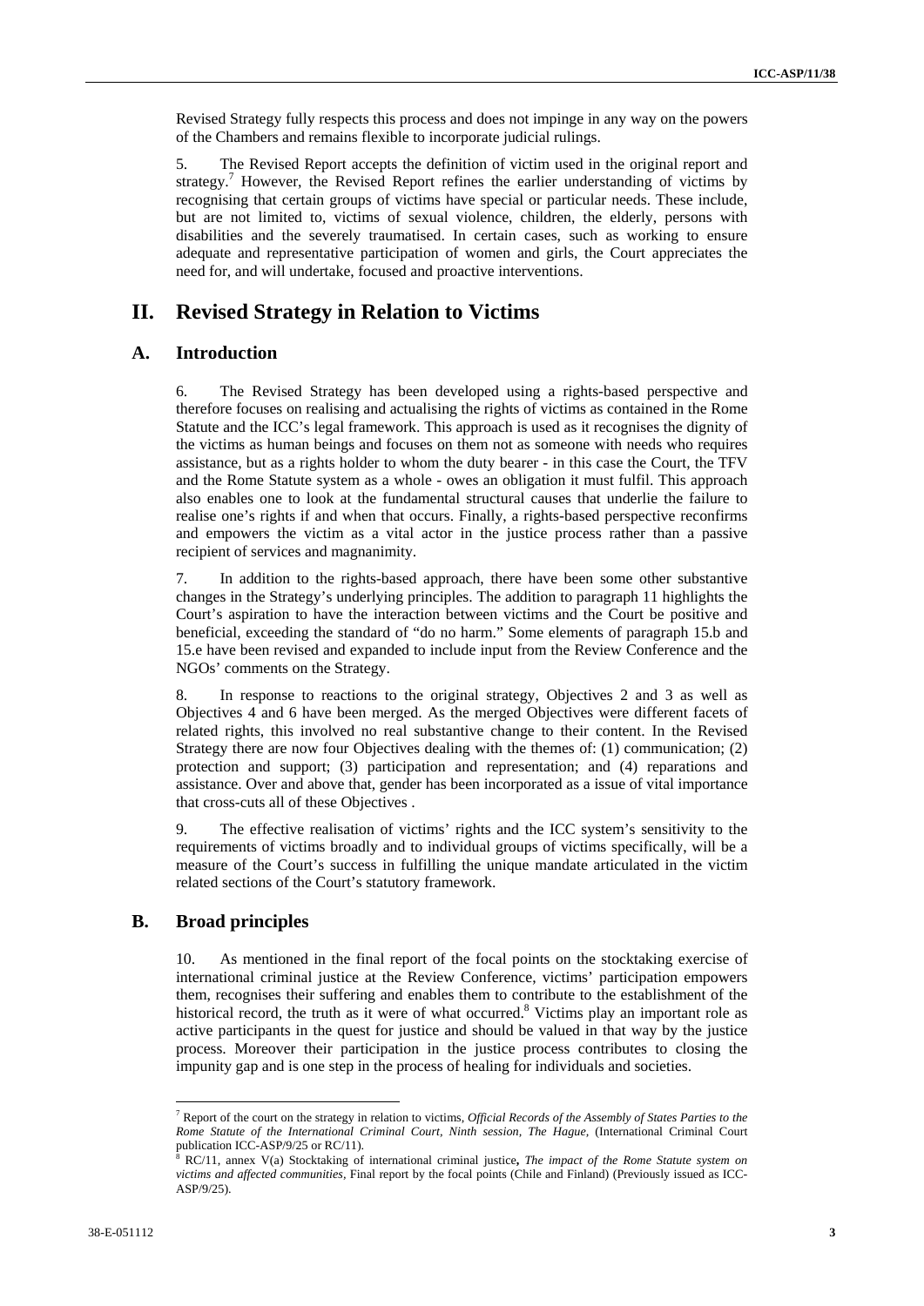Revised Strategy fully respects this process and does not impinge in any way on the powers of the Chambers and remains flexible to incorporate judicial rulings.

5. The Revised Report accepts the definition of victim used in the original report and strategy.[7] However, the Revised Report refines the earlier understanding of victims by recognising that certain groups of victims have special or particular needs. These include, but are not limited to, victims of sexual violence, children, the elderly, persons with disabilities and the severely traumatised. In certain cases, such as working to ensure adequate and representative participation of women and girls, the Court appreciates the need for, and will undertake, focused and proactive interventions.

# II. Revised Strategy in Relation to Victims

## A. Introduction

6. The Revised Strategy has been developed using a rights-based perspective and therefore focuses on realising and actualising the rights of victims as contained in the Rome Statute and the ICC's legal framework. This approach is used as it recognises the dignity of the victims as human beings and focuses on them not as someone with needs who requires assistance, but as a rights holder to whom the duty bearer - in this case the Court, the TFV and the Rome Statute system as a whole - owes an obligation it must fulfil. This approach also enables one to look at the fundamental structural causes that underlie the failure to realise one's rights if and when that occurs. Finally, a rights-based perspective reconfirms and empowers the victim as a vital actor in the justice process rather than a passive recipient of services and magnanimity.

7. In addition to the rights-based approach, there have been some other substantive changes in the Strategy's underlying principles. The addition to paragraph 11 highlights the Court's aspiration to have the interaction between victims and the Court be positive and beneficial, exceeding the standard of "do no harm." Some elements of paragraph 15.b and 15.e have been revised and expanded to include input from the Review Conference and the NGOs' comments on the Strategy.

8. In response to reactions to the original strategy, Objectives 2 and 3 as well as Objectives 4 and 6 have been merged. As the merged Objectives were different facets of related rights, this involved no real substantive change to their content. In the Revised Strategy there are now four Objectives dealing with the themes of: (1) communication; (2) protection and support; (3) participation and representation; and (4) reparations and assistance. Over and above that, gender has been incorporated as a issue of vital importance that cross-cuts all of these Objectives .

9. The effective realisation of victims' rights and the ICC system's sensitivity to the requirements of victims broadly and to individual groups of victims specifically, will be a measure of the Court's success in fulfilling the unique mandate articulated in the victim related sections of the Court's statutory framework.

## B. Broad principles

10. As mentioned in the final report of the focal points on the stocktaking exercise of international criminal justice at the Review Conference, victims' participation empowers them, recognises their suffering and enables them to contribute to the establishment of the historical record, the truth as it were of what occurred.[8] Victims play an important role as active participants in the quest for justice and should be valued in that way by the justice process. Moreover their participation in the justice process contributes to closing the impunity gap and is one step in the process of healing for individuals and societies.

---

[7] Report of the court on the strategy in relation to victims, *Official Records of the Assembly of States Parties to the Rome Statute of the International Criminal Court, Ninth session, The Hague,* (International Criminal Court publication ICC-ASP/9/25 or RC/11).

[8] RC/11, annex V(a) Stocktaking of international criminal justice**,** *The impact of the Rome Statute system on victims and affected communities*, Final report by the focal points (Chile and Finland) (Previously issued as ICC-ASP/9/25).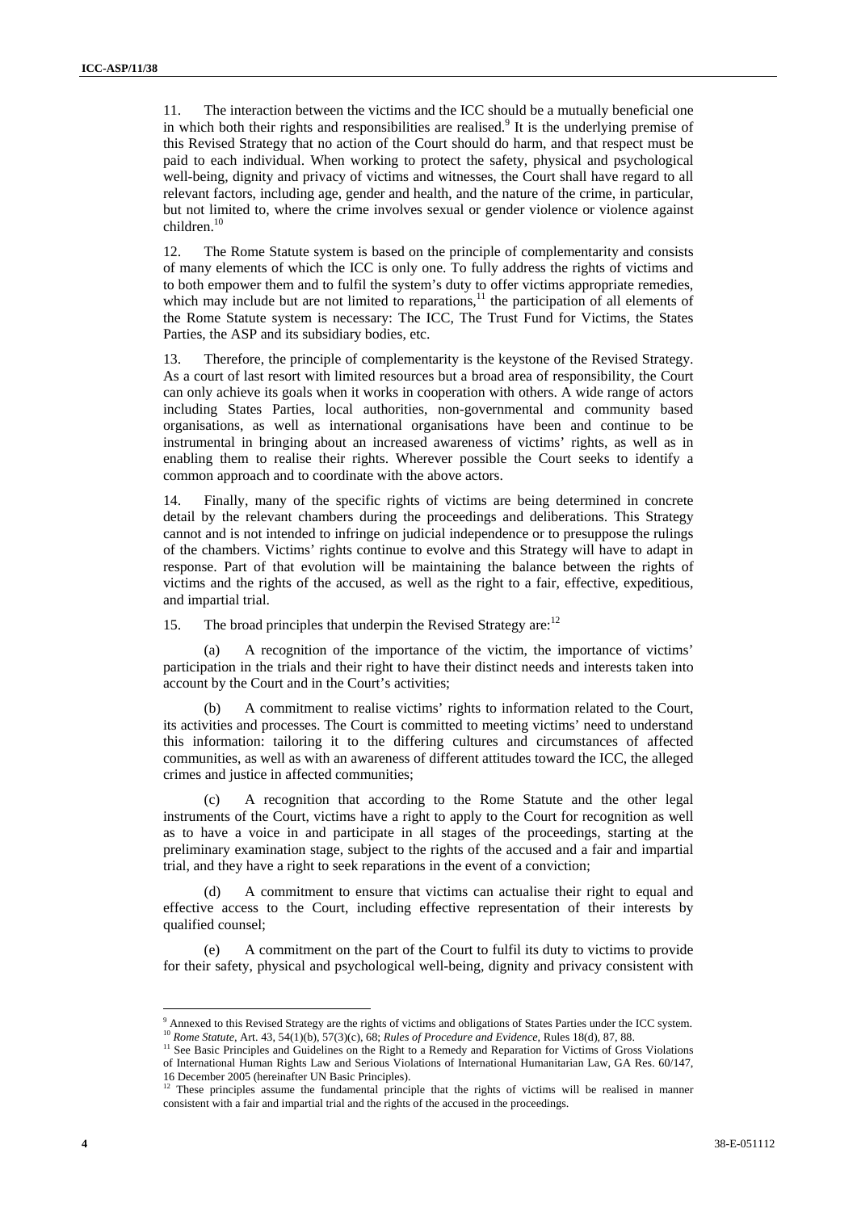11. The interaction between the victims and the ICC should be a mutually beneficial one in which both their rights and responsibilities are realised.[9] It is the underlying premise of this Revised Strategy that no action of the Court should do harm, and that respect must be paid to each individual. When working to protect the safety, physical and psychological well-being, dignity and privacy of victims and witnesses, the Court shall have regard to all relevant factors, including age, gender and health, and the nature of the crime, in particular, but not limited to, where the crime involves sexual or gender violence or violence against children.[10]

12. The Rome Statute system is based on the principle of complementarity and consists of many elements of which the ICC is only one. To fully address the rights of victims and to both empower them and to fulfil the system's duty to offer victims appropriate remedies, which may include but are not limited to reparations,[11] the participation of all elements of the Rome Statute system is necessary: The ICC, The Trust Fund for Victims, the States Parties, the ASP and its subsidiary bodies, etc.

13. Therefore, the principle of complementarity is the keystone of the Revised Strategy. As a court of last resort with limited resources but a broad area of responsibility, the Court can only achieve its goals when it works in cooperation with others. A wide range of actors including States Parties, local authorities, non-governmental and community based organisations, as well as international organisations have been and continue to be instrumental in bringing about an increased awareness of victims' rights, as well as in enabling them to realise their rights. Wherever possible the Court seeks to identify a common approach and to coordinate with the above actors.

14. Finally, many of the specific rights of victims are being determined in concrete detail by the relevant chambers during the proceedings and deliberations. This Strategy cannot and is not intended to infringe on judicial independence or to presuppose the rulings of the chambers. Victims' rights continue to evolve and this Strategy will have to adapt in response. Part of that evolution will be maintaining the balance between the rights of victims and the rights of the accused, as well as the right to a fair, effective, expeditious, and impartial trial.

15. The broad principles that underpin the Revised Strategy are:[12]

(a) A recognition of the importance of the victim, the importance of victims' participation in the trials and their right to have their distinct needs and interests taken into account by the Court and in the Court's activities;

(b) A commitment to realise victims' rights to information related to the Court, its activities and processes. The Court is committed to meeting victims' need to understand this information: tailoring it to the differing cultures and circumstances of affected communities, as well as with an awareness of different attitudes toward the ICC, the alleged crimes and justice in affected communities;

(c) A recognition that according to the Rome Statute and the other legal instruments of the Court, victims have a right to apply to the Court for recognition as well as to have a voice in and participate in all stages of the proceedings, starting at the preliminary examination stage, subject to the rights of the accused and a fair and impartial trial, and they have a right to seek reparations in the event of a conviction;

(d) A commitment to ensure that victims can actualise their right to equal and effective access to the Court, including effective representation of their interests by qualified counsel;

(e) A commitment on the part of the Court to fulfil its duty to victims to provide for their safety, physical and psychological well-being, dignity and privacy consistent with

---

[9] Annexed to this Revised Strategy are the rights of victims and obligations of States Parties under the ICC system.

[10] *Rome Statute*, Art. 43, 54(1)(b), 57(3)(c), 68; *Rules of Procedure and Evidence*, Rules 18(d), 87, 88.

[11] See Basic Principles and Guidelines on the Right to a Remedy and Reparation for Victims of Gross Violations of International Human Rights Law and Serious Violations of International Humanitarian Law, GA Res. 60/147, 16 December 2005 (hereinafter UN Basic Principles).

[12] These principles assume the fundamental principle that the rights of victims will be realised in manner consistent with a fair and impartial trial and the rights of the accused in the proceedings.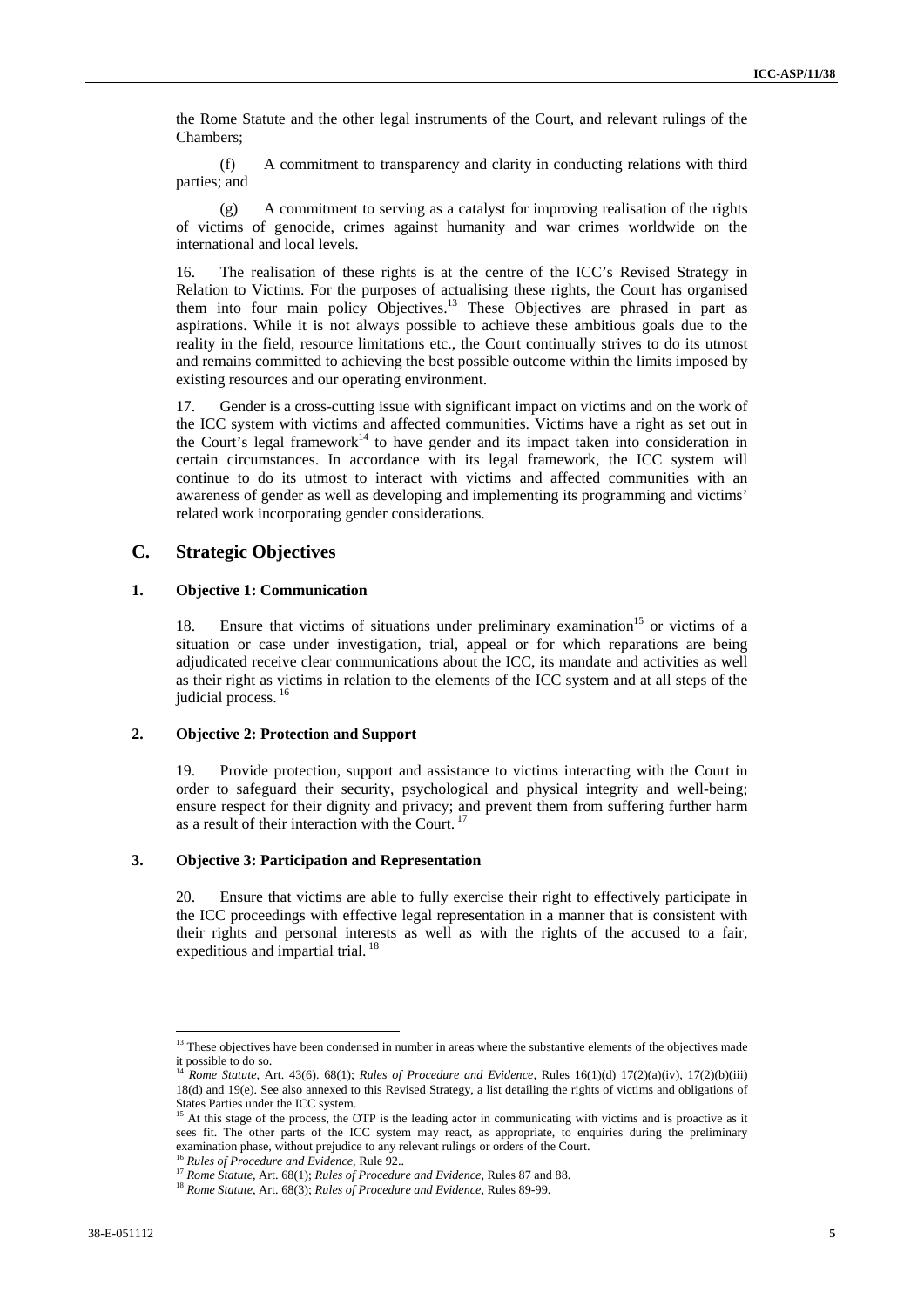the Rome Statute and the other legal instruments of the Court, and relevant rulings of the Chambers;

(f) A commitment to transparency and clarity in conducting relations with third parties; and

(g) A commitment to serving as a catalyst for improving realisation of the rights of victims of genocide, crimes against humanity and war crimes worldwide on the international and local levels.

16. The realisation of these rights is at the centre of the ICC's Revised Strategy in Relation to Victims. For the purposes of actualising these rights, the Court has organised them into four main policy Objectives.[13] These Objectives are phrased in part as aspirations. While it is not always possible to achieve these ambitious goals due to the reality in the field, resource limitations etc., the Court continually strives to do its utmost and remains committed to achieving the best possible outcome within the limits imposed by existing resources and our operating environment.

17. Gender is a cross-cutting issue with significant impact on victims and on the work of the ICC system with victims and affected communities. Victims have a right as set out in the Court's legal framework[14] to have gender and its impact taken into consideration in certain circumstances. In accordance with its legal framework, the ICC system will continue to do its utmost to interact with victims and affected communities with an awareness of gender as well as developing and implementing its programming and victims' related work incorporating gender considerations.

## C. Strategic Objectives

### 1. Objective 1: Communication

18. Ensure that victims of situations under preliminary examination[15] or victims of a situation or case under investigation, trial, appeal or for which reparations are being adjudicated receive clear communications about the ICC, its mandate and activities as well as their right as victims in relation to the elements of the ICC system and at all steps of the judicial process.[16]

### 2. Objective 2: Protection and Support

19. Provide protection, support and assistance to victims interacting with the Court in order to safeguard their security, psychological and physical integrity and well-being; ensure respect for their dignity and privacy; and prevent them from suffering further harm as a result of their interaction with the Court.[17]

### 3. Objective 3: Participation and Representation

20. Ensure that victims are able to fully exercise their right to effectively participate in the ICC proceedings with effective legal representation in a manner that is consistent with their rights and personal interests as well as with the rights of the accused to a fair, expeditious and impartial trial.[18]

---

[13] These objectives have been condensed in number in areas where the substantive elements of the objectives made it possible to do so.

[14] *Rome Statute*, Art. 43(6). 68(1); *Rules of Procedure and Evidence,* Rules 16(1)(d) 17(2)(a)(iv), 17(2)(b)(iii) 18(d) and 19(e). See also annexed to this Revised Strategy, a list detailing the rights of victims and obligations of States Parties under the ICC system.

[15] At this stage of the process, the OTP is the leading actor in communicating with victims and is proactive as it sees fit. The other parts of the ICC system may react, as appropriate, to enquiries during the preliminary examination phase, without prejudice to any relevant rulings or orders of the Court.

[16] *Rules of Procedure and Evidence*, Rule 92..

[17] *Rome Statute*, Art. 68(1); *Rules of Procedure and Evidence*, Rules 87 and 88.

[18] *Rome Statute*, Art. 68(3); *Rules of Procedure and Evidence*, Rules 89-99.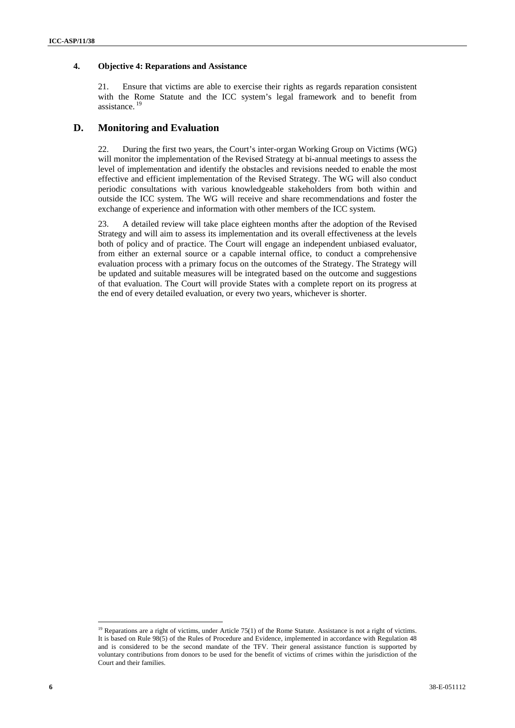### 4. Objective 4: Reparations and Assistance

21. Ensure that victims are able to exercise their rights as regards reparation consistent with the Rome Statute and the ICC system's legal framework and to benefit from assistance.[19]

## D. Monitoring and Evaluation

22. During the first two years, the Court's inter-organ Working Group on Victims (WG) will monitor the implementation of the Revised Strategy at bi-annual meetings to assess the level of implementation and identify the obstacles and revisions needed to enable the most effective and efficient implementation of the Revised Strategy. The WG will also conduct periodic consultations with various knowledgeable stakeholders from both within and outside the ICC system. The WG will receive and share recommendations and foster the exchange of experience and information with other members of the ICC system.

23. A detailed review will take place eighteen months after the adoption of the Revised Strategy and will aim to assess its implementation and its overall effectiveness at the levels both of policy and of practice. The Court will engage an independent unbiased evaluator, from either an external source or a capable internal office, to conduct a comprehensive evaluation process with a primary focus on the outcomes of the Strategy. The Strategy will be updated and suitable measures will be integrated based on the outcome and suggestions of that evaluation. The Court will provide States with a complete report on its progress at the end of every detailed evaluation, or every two years, whichever is shorter.

[19] Reparations are a right of victims, under Article 75(1) of the Rome Statute. Assistance is not a right of victims. It is based on Rule 98(5) of the Rules of Procedure and Evidence, implemented in accordance with Regulation 48 and is considered to be the second mandate of the TFV. Their general assistance function is supported by voluntary contributions from donors to be used for the benefit of victims of crimes within the jurisdiction of the Court and their families.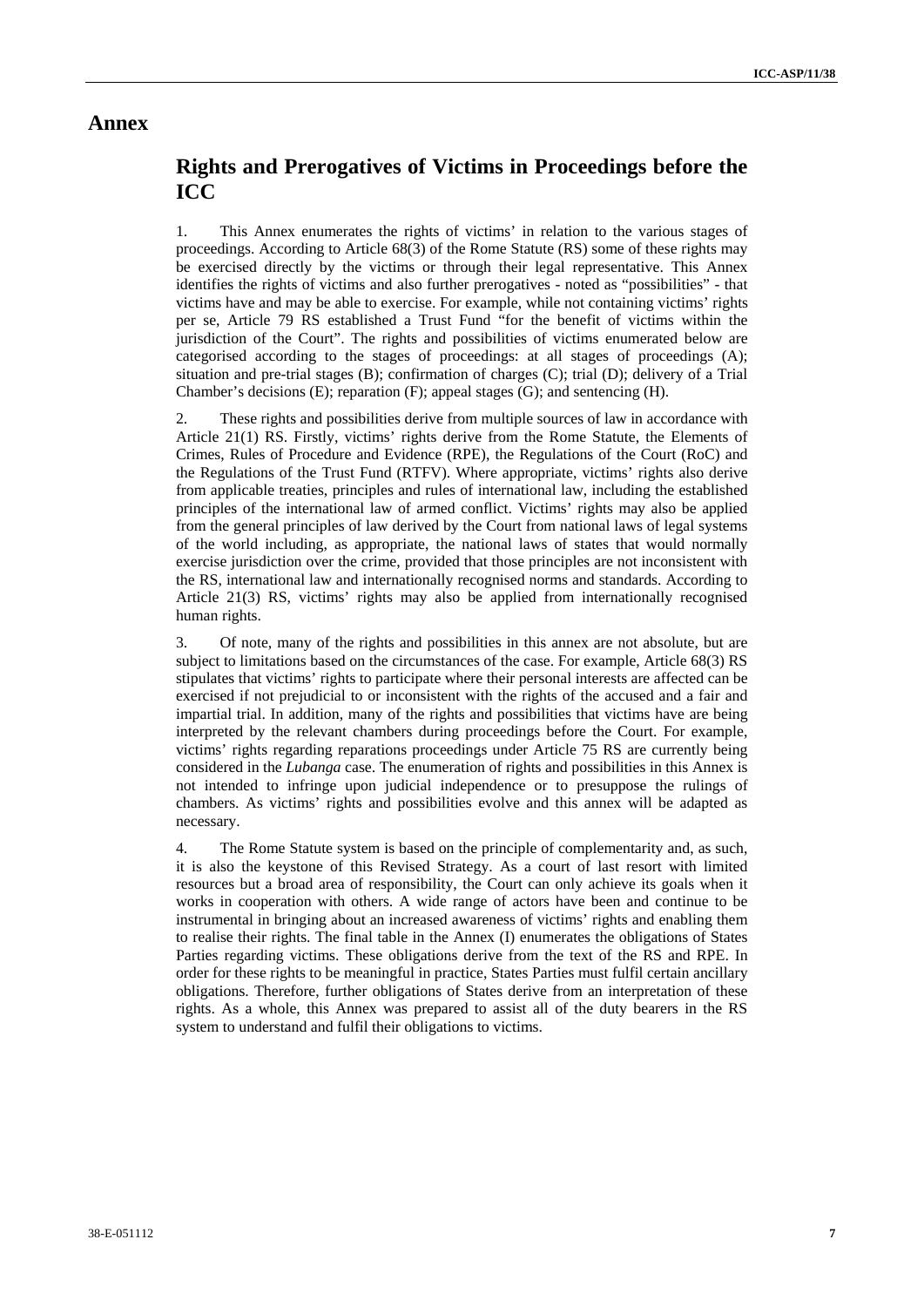# Annex

## Rights and Prerogatives of Victims in Proceedings before the ICC

1. This Annex enumerates the rights of victims' in relation to the various stages of proceedings. According to Article 68(3) of the Rome Statute (RS) some of these rights may be exercised directly by the victims or through their legal representative. This Annex identifies the rights of victims and also further prerogatives - noted as "possibilities" - that victims have and may be able to exercise. For example, while not containing victims' rights per se, Article 79 RS established a Trust Fund "for the benefit of victims within the jurisdiction of the Court". The rights and possibilities of victims enumerated below are categorised according to the stages of proceedings: at all stages of proceedings (A); situation and pre-trial stages (B); confirmation of charges (C); trial (D); delivery of a Trial Chamber's decisions (E); reparation (F); appeal stages (G); and sentencing (H).

2. These rights and possibilities derive from multiple sources of law in accordance with Article 21(1) RS. Firstly, victims' rights derive from the Rome Statute, the Elements of Crimes, Rules of Procedure and Evidence (RPE), the Regulations of the Court (RoC) and the Regulations of the Trust Fund (RTFV). Where appropriate, victims' rights also derive from applicable treaties, principles and rules of international law, including the established principles of the international law of armed conflict. Victims' rights may also be applied from the general principles of law derived by the Court from national laws of legal systems of the world including, as appropriate, the national laws of states that would normally exercise jurisdiction over the crime, provided that those principles are not inconsistent with the RS, international law and internationally recognised norms and standards. According to Article 21(3) RS, victims' rights may also be applied from internationally recognised human rights.

3. Of note, many of the rights and possibilities in this annex are not absolute, but are subject to limitations based on the circumstances of the case. For example, Article 68(3) RS stipulates that victims' rights to participate where their personal interests are affected can be exercised if not prejudicial to or inconsistent with the rights of the accused and a fair and impartial trial. In addition, many of the rights and possibilities that victims have are being interpreted by the relevant chambers during proceedings before the Court. For example, victims' rights regarding reparations proceedings under Article 75 RS are currently being considered in the *Lubanga* case. The enumeration of rights and possibilities in this Annex is not intended to infringe upon judicial independence or to presuppose the rulings of chambers. As victims' rights and possibilities evolve and this annex will be adapted as necessary.

4. The Rome Statute system is based on the principle of complementarity and, as such, it is also the keystone of this Revised Strategy. As a court of last resort with limited resources but a broad area of responsibility, the Court can only achieve its goals when it works in cooperation with others. A wide range of actors have been and continue to be instrumental in bringing about an increased awareness of victims' rights and enabling them to realise their rights. The final table in the Annex (I) enumerates the obligations of States Parties regarding victims. These obligations derive from the text of the RS and RPE. In order for these rights to be meaningful in practice, States Parties must fulfil certain ancillary obligations. Therefore, further obligations of States derive from an interpretation of these rights. As a whole, this Annex was prepared to assist all of the duty bearers in the RS system to understand and fulfil their obligations to victims.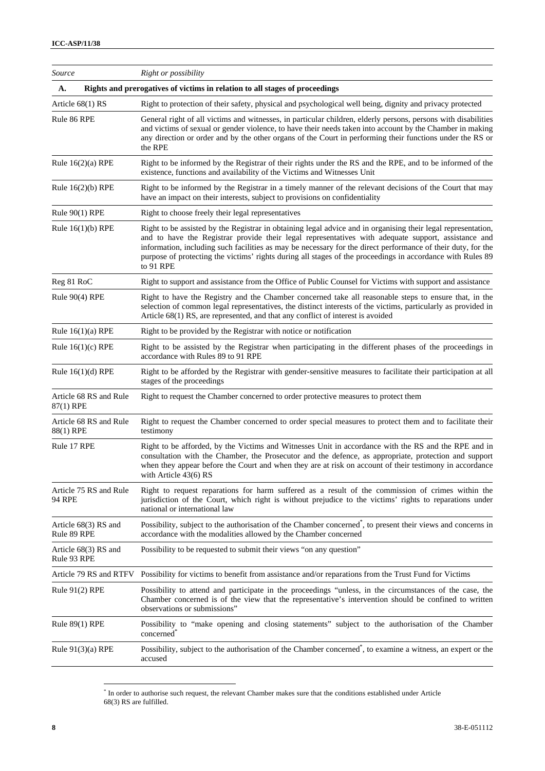| *Source* | *Right or possibility* |
|---|---|
| **A. Rights and prerogatives of victims in relation to all stages of proceedings** | |
| Article 68(1) RS | Right to protection of their safety, physical and psychological well being, dignity and privacy protected |
| Rule 86 RPE | General right of all victims and witnesses, in particular children, elderly persons, persons with disabilities and victims of sexual or gender violence, to have their needs taken into account by the Chamber in making any direction or order and by the other organs of the Court in performing their functions under the RS or the RPE |
| Rule 16(2)(a) RPE | Right to be informed by the Registrar of their rights under the RS and the RPE, and to be informed of the existence, functions and availability of the Victims and Witnesses Unit |
| Rule 16(2)(b) RPE | Right to be informed by the Registrar in a timely manner of the relevant decisions of the Court that may have an impact on their interests, subject to provisions on confidentiality |
| Rule 90(1) RPE | Right to choose freely their legal representatives |
| Rule 16(1)(b) RPE | Right to be assisted by the Registrar in obtaining legal advice and in organising their legal representation, and to have the Registrar provide their legal representatives with adequate support, assistance and information, including such facilities as may be necessary for the direct performance of their duty, for the purpose of protecting the victims' rights during all stages of the proceedings in accordance with Rules 89 to 91 RPE |
| Reg 81 RoC | Right to support and assistance from the Office of Public Counsel for Victims with support and assistance |
| Rule 90(4) RPE | Right to have the Registry and the Chamber concerned take all reasonable steps to ensure that, in the selection of common legal representatives, the distinct interests of the victims, particularly as provided in Article 68(1) RS, are represented, and that any conflict of interest is avoided |
| Rule 16(1)(a) RPE | Right to be provided by the Registrar with notice or notification |
| Rule 16(1)(c) RPE | Right to be assisted by the Registrar when participating in the different phases of the proceedings in accordance with Rules 89 to 91 RPE |
| Rule 16(1)(d) RPE | Right to be afforded by the Registrar with gender-sensitive measures to facilitate their participation at all stages of the proceedings |
| Article 68 RS and Rule 87(1) RPE | Right to request the Chamber concerned to order protective measures to protect them |
| Article 68 RS and Rule 88(1) RPE | Right to request the Chamber concerned to order special measures to protect them and to facilitate their testimony |
| Rule 17 RPE | Right to be afforded, by the Victims and Witnesses Unit in accordance with the RS and the RPE and in consultation with the Chamber, the Prosecutor and the defence, as appropriate, protection and support when they appear before the Court and when they are at risk on account of their testimony in accordance with Article 43(6) RS |
| Article 75 RS and Rule 94 RPE | Right to request reparations for harm suffered as a result of the commission of crimes within the jurisdiction of the Court, which right is without prejudice to the victims' rights to reparations under national or international law |
| Article 68(3) RS and Rule 89 RPE | Possibility, subject to the authorisation of the Chamber concerned[*], to present their views and concerns in accordance with the modalities allowed by the Chamber concerned |
| Article 68(3) RS and Rule 93 RPE | Possibility to be requested to submit their views "on any question" |
| Article 79 RS and RTFV | Possibility for victims to benefit from assistance and/or reparations from the Trust Fund for Victims |
| Rule 91(2) RPE | Possibility to attend and participate in the proceedings "unless, in the circumstances of the case, the Chamber concerned is of the view that the representative's intervention should be confined to written observations or submissions" |
| Rule 89(1) RPE | Possibility to "make opening and closing statements" subject to the authorisation of the Chamber concerned[*] |
| Rule 91(3)(a) RPE | Possibility, subject to the authorisation of the Chamber concerned[*], to examine a witness, an expert or the accused |

[*] In order to authorise such request, the relevant Chamber makes sure that the conditions established under Article 68(3) RS are fulfilled.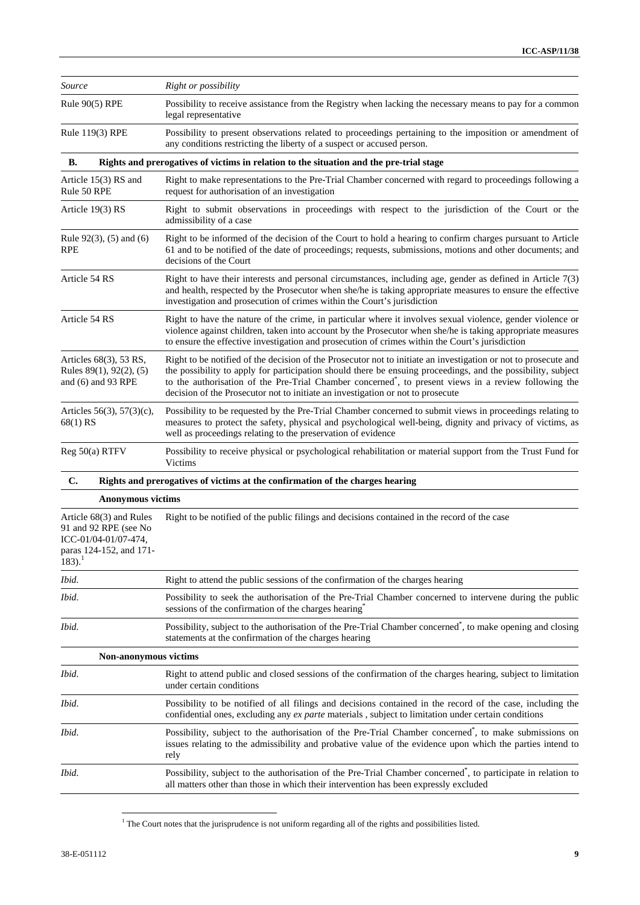| *Source* | *Right or possibility* |
|---|---|
| Rule 90(5) RPE | Possibility to receive assistance from the Registry when lacking the necessary means to pay for a common legal representative |
| Rule 119(3) RPE | Possibility to present observations related to proceedings pertaining to the imposition or amendment of any conditions restricting the liberty of a suspect or accused person. |
| **B. Rights and prerogatives of victims in relation to the situation and the pre-trial stage** | |
| Article 15(3) RS and Rule 50 RPE | Right to make representations to the Pre-Trial Chamber concerned with regard to proceedings following a request for authorisation of an investigation |
| Article 19(3) RS | Right to submit observations in proceedings with respect to the jurisdiction of the Court or the admissibility of a case |
| Rule 92(3), (5) and (6) RPE | Right to be informed of the decision of the Court to hold a hearing to confirm charges pursuant to Article 61 and to be notified of the date of proceedings; requests, submissions, motions and other documents; and decisions of the Court |
| Article 54 RS | Right to have their interests and personal circumstances, including age, gender as defined in Article 7(3) and health, respected by the Prosecutor when she/he is taking appropriate measures to ensure the effective investigation and prosecution of crimes within the Court's jurisdiction |
| Article 54 RS | Right to have the nature of the crime, in particular where it involves sexual violence, gender violence or violence against children, taken into account by the Prosecutor when she/he is taking appropriate measures to ensure the effective investigation and prosecution of crimes within the Court's jurisdiction |
| Articles 68(3), 53 RS, Rules 89(1), 92(2), (5) and (6) and 93 RPE | Right to be notified of the decision of the Prosecutor not to initiate an investigation or not to prosecute and the possibility to apply for participation should there be ensuing proceedings, and the possibility, subject to the authorisation of the Pre-Trial Chamber concerned*, to present views in a review following the decision of the Prosecutor not to initiate an investigation or not to prosecute |
| Articles 56(3), 57(3)(c), 68(1) RS | Possibility to be requested by the Pre-Trial Chamber concerned to submit views in proceedings relating to measures to protect the safety, physical and psychological well-being, dignity and privacy of victims, as well as proceedings relating to the preservation of evidence |
| Reg 50(a) RTFV | Possibility to receive physical or psychological rehabilitation or material support from the Trust Fund for Victims |
| **C. Rights and prerogatives of victims at the confirmation of the charges hearing** | |
| **Anonymous victims** | |
| Article 68(3) and Rules 91 and 92 RPE (see No ICC-01/04-01/07-474, paras 124-152, and 171-183).[1] | Right to be notified of the public filings and decisions contained in the record of the case |
| *Ibid.* | Right to attend the public sessions of the confirmation of the charges hearing |
| *Ibid.* | Possibility to seek the authorisation of the Pre-Trial Chamber concerned to intervene during the public sessions of the confirmation of the charges hearing* |
| *Ibid.* | Possibility, subject to the authorisation of the Pre-Trial Chamber concerned*, to make opening and closing statements at the confirmation of the charges hearing |
| **Non-anonymous victims** | |
| *Ibid.* | Right to attend public and closed sessions of the confirmation of the charges hearing, subject to limitation under certain conditions |
| *Ibid.* | Possibility to be notified of all filings and decisions contained in the record of the case, including the confidential ones, excluding any *ex parte* materials , subject to limitation under certain conditions |
| *Ibid.* | Possibility, subject to the authorisation of the Pre-Trial Chamber concerned*, to make submissions on issues relating to the admissibility and probative value of the evidence upon which the parties intend to rely |
| *Ibid.* | Possibility, subject to the authorisation of the Pre-Trial Chamber concerned*, to participate in relation to all matters other than those in which their intervention has been expressly excluded |

[1] The Court notes that the jurisprudence is not uniform regarding all of the rights and possibilities listed.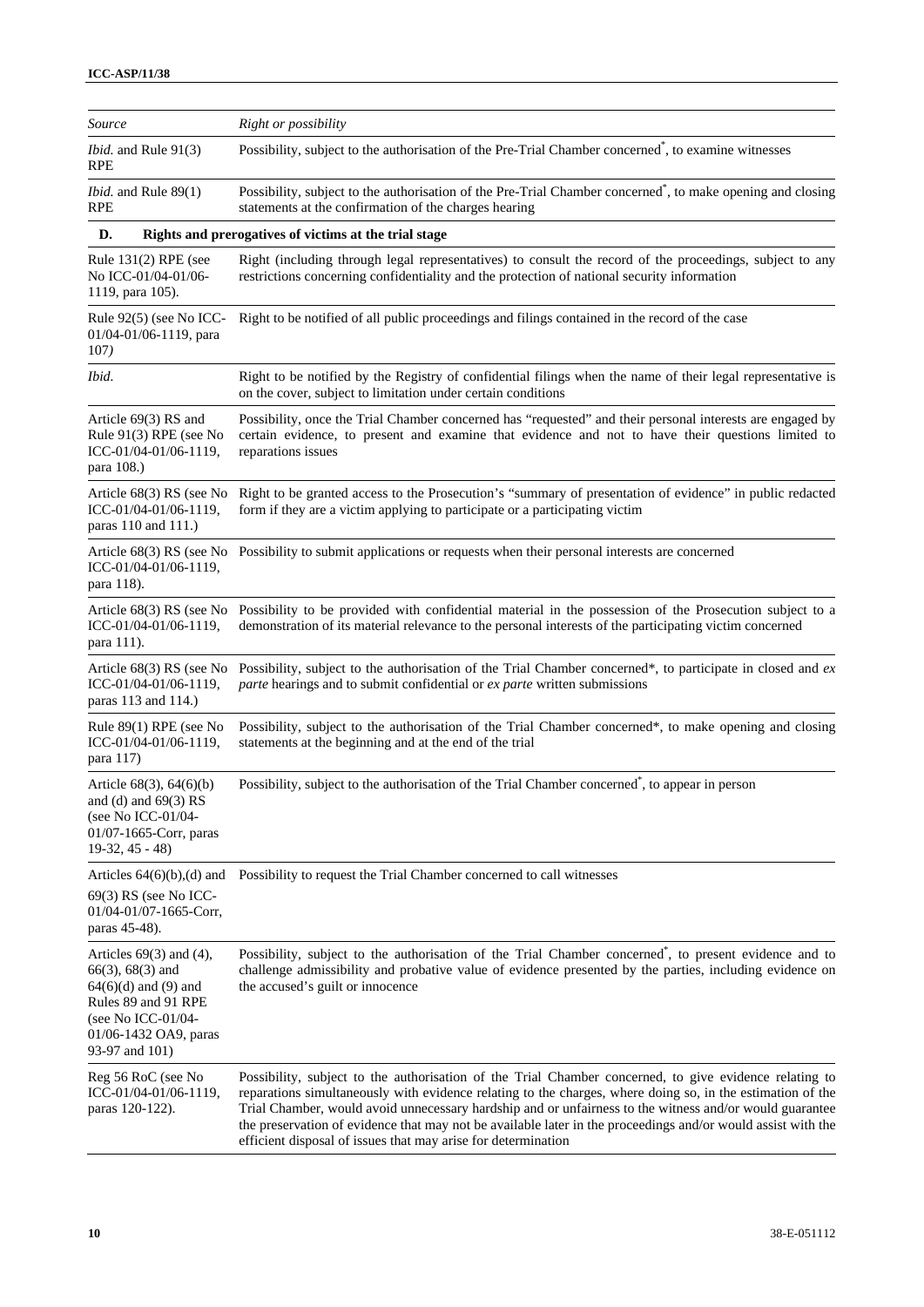| Source | Right or possibility |
|---|---|
| *Ibid.* and Rule 91(3) RPE | Possibility, subject to the authorisation of the Pre-Trial Chamber concerned*, to examine witnesses |
| *Ibid.* and Rule 89(1) RPE | Possibility, subject to the authorisation of the Pre-Trial Chamber concerned*, to make opening and closing statements at the confirmation of the charges hearing |
| **D.** | **Rights and prerogatives of victims at the trial stage** |
| Rule 131(2) RPE (see No ICC-01/04-01/06-1119, para 105). | Right (including through legal representatives) to consult the record of the proceedings, subject to any restrictions concerning confidentiality and the protection of national security information |
| Rule 92(5) (see No ICC-01/04-01/06-1119, para 107) | Right to be notified of all public proceedings and filings contained in the record of the case |
| *Ibid.* | Right to be notified by the Registry of confidential filings when the name of their legal representative is on the cover, subject to limitation under certain conditions |
| Article 69(3) RS and Rule 91(3) RPE (see No ICC-01/04-01/06-1119, para 108.) | Possibility, once the Trial Chamber concerned has "requested" and their personal interests are engaged by certain evidence, to present and examine that evidence and not to have their questions limited to reparations issues |
| Article 68(3) RS (see No ICC-01/04-01/06-1119, paras 110 and 111.) | Right to be granted access to the Prosecution's "summary of presentation of evidence" in public redacted form if they are a victim applying to participate or a participating victim |
| Article 68(3) RS (see No ICC-01/04-01/06-1119, para 118). | Possibility to submit applications or requests when their personal interests are concerned |
| Article 68(3) RS (see No ICC-01/04-01/06-1119, para 111). | Possibility to be provided with confidential material in the possession of the Prosecution subject to a demonstration of its material relevance to the personal interests of the participating victim concerned |
| Article 68(3) RS (see No ICC-01/04-01/06-1119, paras 113 and 114.) | Possibility, subject to the authorisation of the Trial Chamber concerned*, to participate in closed and *ex parte* hearings and to submit confidential or *ex parte* written submissions |
| Rule 89(1) RPE (see No ICC-01/04-01/06-1119, para 117) | Possibility, subject to the authorisation of the Trial Chamber concerned*, to make opening and closing statements at the beginning and at the end of the trial |
| Article 68(3), 64(6)(b) and (d) and 69(3) RS (see No ICC-01/04-01/07-1665-Corr, paras 19-32, 45 - 48) | Possibility, subject to the authorisation of the Trial Chamber concerned*, to appear in person |
| Articles 64(6)(b),(d) and 69(3) RS (see No ICC-01/04-01/07-1665-Corr, paras 45-48). | Possibility to request the Trial Chamber concerned to call witnesses |
| Articles 69(3) and (4), 66(3), 68(3) and 64(6)(d) and (9) and Rules 89 and 91 RPE (see No ICC-01/04-01/06-1432 OA9, paras 93-97 and 101) | Possibility, subject to the authorisation of the Trial Chamber concerned*, to present evidence and to challenge admissibility and probative value of evidence presented by the parties, including evidence on the accused's guilt or innocence |
| Reg 56 RoC (see No ICC-01/04-01/06-1119, paras 120-122). | Possibility, subject to the authorisation of the Trial Chamber concerned, to give evidence relating to reparations simultaneously with evidence relating to the charges, where doing so, in the estimation of the Trial Chamber, would avoid unnecessary hardship and or unfairness to the witness and/or would guarantee the preservation of evidence that may not be available later in the proceedings and/or would assist with the efficient disposal of issues that may arise for determination |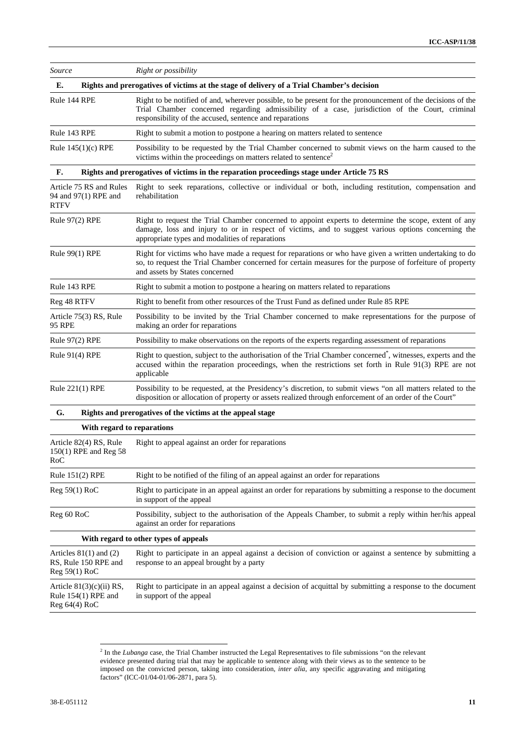| Source | Right or possibility |
|---|---|
| **E. Rights and prerogatives of victims at the stage of delivery of a Trial Chamber's decision** | |
| Rule 144 RPE | Right to be notified of and, wherever possible, to be present for the pronouncement of the decisions of the Trial Chamber concerned regarding admissibility of a case, jurisdiction of the Court, criminal responsibility of the accused, sentence and reparations |
| Rule 143 RPE | Right to submit a motion to postpone a hearing on matters related to sentence |
| Rule 145(1)(c) RPE | Possibility to be requested by the Trial Chamber concerned to submit views on the harm caused to the victims within the proceedings on matters related to sentence[2] |
| **F. Rights and prerogatives of victims in the reparation proceedings stage under Article 75 RS** | |
| Article 75 RS and Rules 94 and 97(1) RPE and RTFV | Right to seek reparations, collective or individual or both, including restitution, compensation and rehabilitation |
| Rule 97(2) RPE | Right to request the Trial Chamber concerned to appoint experts to determine the scope, extent of any damage, loss and injury to or in respect of victims, and to suggest various options concerning the appropriate types and modalities of reparations |
| Rule 99(1) RPE | Right for victims who have made a request for reparations or who have given a written undertaking to do so, to request the Trial Chamber concerned for certain measures for the purpose of forfeiture of property and assets by States concerned |
| Rule 143 RPE | Right to submit a motion to postpone a hearing on matters related to reparations |
| Reg 48 RTFV | Right to benefit from other resources of the Trust Fund as defined under Rule 85 RPE |
| Article 75(3) RS, Rule 95 RPE | Possibility to be invited by the Trial Chamber concerned to make representations for the purpose of making an order for reparations |
| Rule 97(2) RPE | Possibility to make observations on the reports of the experts regarding assessment of reparations |
| Rule 91(4) RPE | Right to question, subject to the authorisation of the Trial Chamber concerned*, witnesses, experts and the accused within the reparation proceedings, when the restrictions set forth in Rule 91(3) RPE are not applicable |
| Rule 221(1) RPE | Possibility to be requested, at the Presidency's discretion, to submit views "on all matters related to the disposition or allocation of property or assets realized through enforcement of an order of the Court" |
| **G. Rights and prerogatives of the victims at the appeal stage** | |
| **With regard to reparations** | |
| Article 82(4) RS, Rule 150(1) RPE and Reg 58 RoC | Right to appeal against an order for reparations |
| Rule 151(2) RPE | Right to be notified of the filing of an appeal against an order for reparations |
| Reg 59(1) RoC | Right to participate in an appeal against an order for reparations by submitting a response to the document in support of the appeal |
| Reg 60 RoC | Possibility, subject to the authorisation of the Appeals Chamber, to submit a reply within her/his appeal against an order for reparations |
| **With regard to other types of appeals** | |
| Articles 81(1) and (2) RS, Rule 150 RPE and Reg 59(1) RoC | Right to participate in an appeal against a decision of conviction or against a sentence by submitting a response to an appeal brought by a party |
| Article 81(3)(c)(ii) RS, Rule 154(1) RPE and Reg 64(4) RoC | Right to participate in an appeal against a decision of acquittal by submitting a response to the document in support of the appeal |

[2] In the *Lubanga* case, the Trial Chamber instructed the Legal Representatives to file submissions "on the relevant evidence presented during trial that may be applicable to sentence along with their views as to the sentence to be imposed on the convicted person, taking into consideration, *inter alia*, any specific aggravating and mitigating factors" (ICC-01/04-01/06-2871, para 5).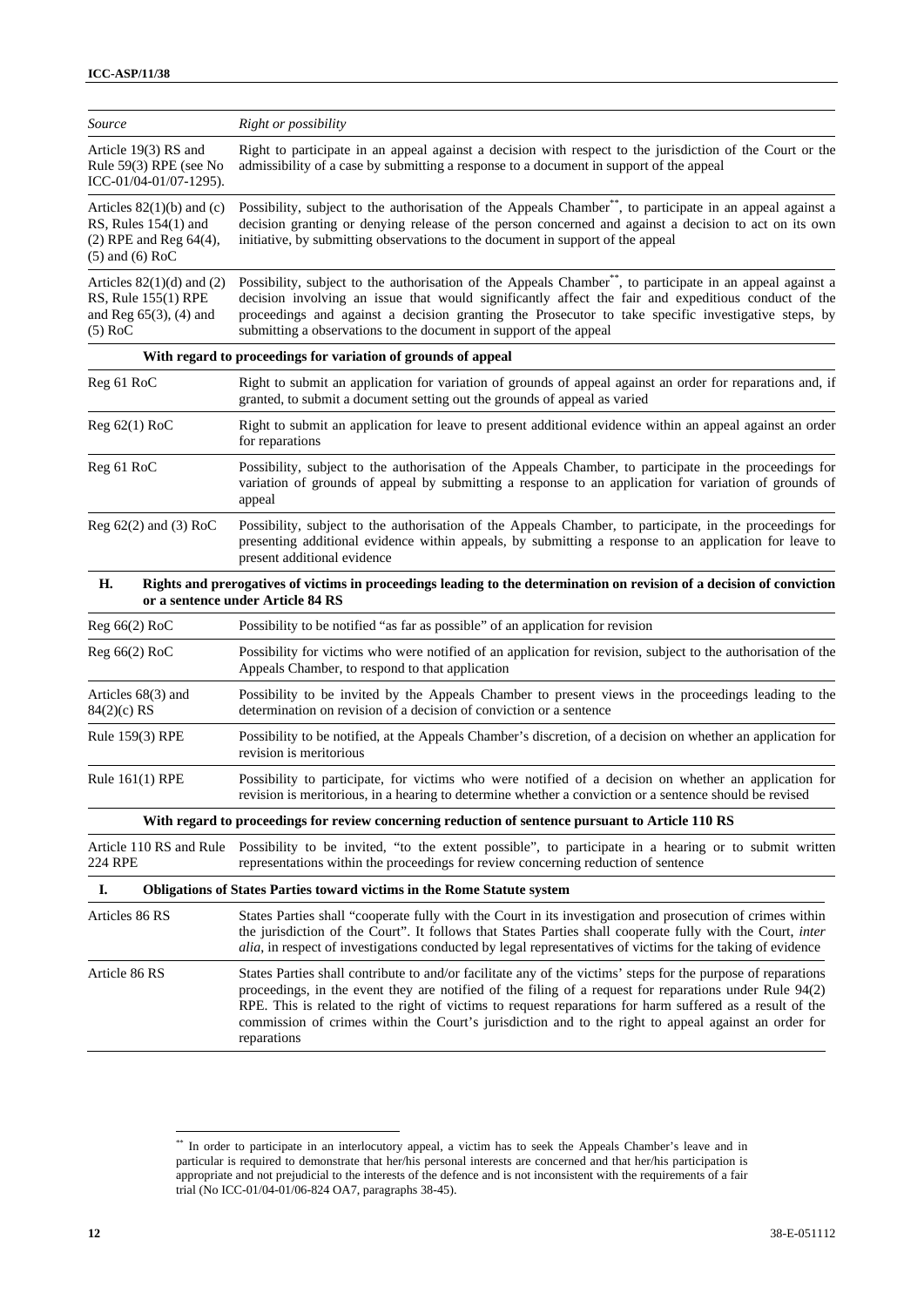| Source | Right or possibility |
|---|---|
| Article 19(3) RS and Rule 59(3) RPE (see No ICC-01/04-01/07-1295). | Right to participate in an appeal against a decision with respect to the jurisdiction of the Court or the admissibility of a case by submitting a response to a document in support of the appeal |
| Articles 82(1)(b) and (c) RS, Rules 154(1) and (2) RPE and Reg 64(4), (5) and (6) RoC | Possibility, subject to the authorisation of the Appeals Chamber[**], to participate in an appeal against a decision granting or denying release of the person concerned and against a decision to act on its own initiative, by submitting observations to the document in support of the appeal |
| Articles 82(1)(d) and (2) RS, Rule 155(1) RPE and Reg 65(3), (4) and (5) RoC | Possibility, subject to the authorisation of the Appeals Chamber[**], to participate in an appeal against a decision involving an issue that would significantly affect the fair and expeditious conduct of the proceedings and against a decision granting the Prosecutor to take specific investigative steps, by submitting a observations to the document in support of the appeal |
| | **With regard to proceedings for variation of grounds of appeal** |
| Reg 61 RoC | Right to submit an application for variation of grounds of appeal against an order for reparations and, if granted, to submit a document setting out the grounds of appeal as varied |
| Reg 62(1) RoC | Right to submit an application for leave to present additional evidence within an appeal against an order for reparations |
| Reg 61 RoC | Possibility, subject to the authorisation of the Appeals Chamber, to participate in the proceedings for variation of grounds of appeal by submitting a response to an application for variation of grounds of appeal |
| Reg 62(2) and (3) RoC | Possibility, subject to the authorisation of the Appeals Chamber, to participate, in the proceedings for presenting additional evidence within appeals, by submitting a response to an application for leave to present additional evidence |
| **H.** | **Rights and prerogatives of victims in proceedings leading to the determination on revision of a decision of conviction or a sentence under Article 84 RS** |
| Reg 66(2) RoC | Possibility to be notified "as far as possible" of an application for revision |
| Reg 66(2) RoC | Possibility for victims who were notified of an application for revision, subject to the authorisation of the Appeals Chamber, to respond to that application |
| Articles 68(3) and 84(2)(c) RS | Possibility to be invited by the Appeals Chamber to present views in the proceedings leading to the determination on revision of a decision of conviction or a sentence |
| Rule 159(3) RPE | Possibility to be notified, at the Appeals Chamber's discretion, of a decision on whether an application for revision is meritorious |
| Rule 161(1) RPE | Possibility to participate, for victims who were notified of a decision on whether an application for revision is meritorious, in a hearing to determine whether a conviction or a sentence should be revised |
| | **With regard to proceedings for review concerning reduction of sentence pursuant to Article 110 RS** |
| Article 110 RS and Rule 224 RPE | Possibility to be invited, "to the extent possible", to participate in a hearing or to submit written representations within the proceedings for review concerning reduction of sentence |
| **I.** | **Obligations of States Parties toward victims in the Rome Statute system** |
| Articles 86 RS | States Parties shall "cooperate fully with the Court in its investigation and prosecution of crimes within the jurisdiction of the Court". It follows that States Parties shall cooperate fully with the Court, *inter alia*, in respect of investigations conducted by legal representatives of victims for the taking of evidence |
| Article 86 RS | States Parties shall contribute to and/or facilitate any of the victims' steps for the purpose of reparations proceedings, in the event they are notified of the filing of a request for reparations under Rule 94(2) RPE. This is related to the right of victims to request reparations for harm suffered as a result of the commission of crimes within the Court's jurisdiction and to the right to appeal against an order for reparations |

[**] In order to participate in an interlocutory appeal, a victim has to seek the Appeals Chamber's leave and in particular is required to demonstrate that her/his personal interests are concerned and that her/his participation is appropriate and not prejudicial to the interests of the defence and is not inconsistent with the requirements of a fair trial (No ICC-01/04-01/06-824 OA7, paragraphs 38-45).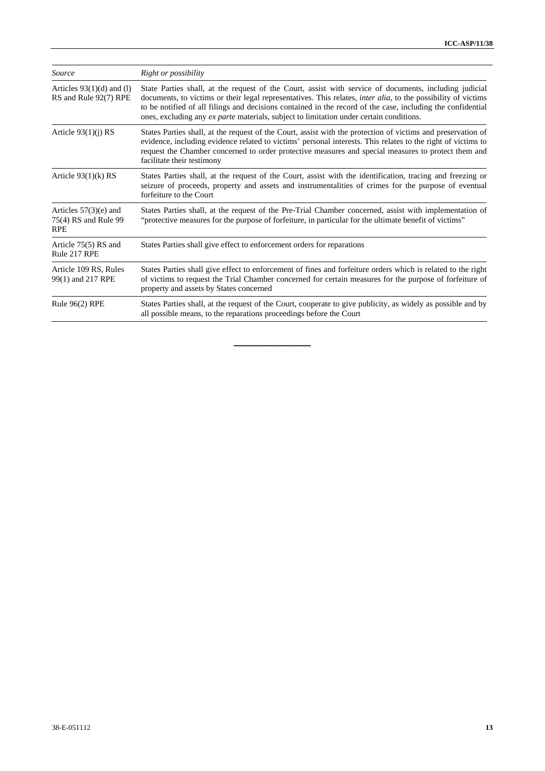| *Source* | *Right or possibility* |
|---|---|
| Articles 93(1)(d) and (l) RS and Rule 92(7) RPE | State Parties shall, at the request of the Court, assist with service of documents, including judicial documents, to victims or their legal representatives. This relates, *inter alia*, to the possibility of victims to be notified of all filings and decisions contained in the record of the case, including the confidential ones, excluding any *ex parte* materials, subject to limitation under certain conditions. |
| Article 93(1)(j) RS | States Parties shall, at the request of the Court, assist with the protection of victims and preservation of evidence, including evidence related to victims' personal interests. This relates to the right of victims to request the Chamber concerned to order protective measures and special measures to protect them and facilitate their testimony |
| Article 93(1)(k) RS | States Parties shall, at the request of the Court, assist with the identification, tracing and freezing or seizure of proceeds, property and assets and instrumentalities of crimes for the purpose of eventual forfeiture to the Court |
| Articles 57(3)(e) and 75(4) RS and Rule 99 RPE | States Parties shall, at the request of the Pre-Trial Chamber concerned, assist with implementation of "protective measures for the purpose of forfeiture, in particular for the ultimate benefit of victims" |
| Article 75(5) RS and Rule 217 RPE | States Parties shall give effect to enforcement orders for reparations |
| Article 109 RS, Rules 99(1) and 217 RPE | States Parties shall give effect to enforcement of fines and forfeiture orders which is related to the right of victims to request the Trial Chamber concerned for certain measures for the purpose of forfeiture of property and assets by States concerned |
| Rule 96(2) RPE | States Parties shall, at the request of the Court, cooperate to give publicity, as widely as possible and by all possible means, to the reparations proceedings before the Court |

---